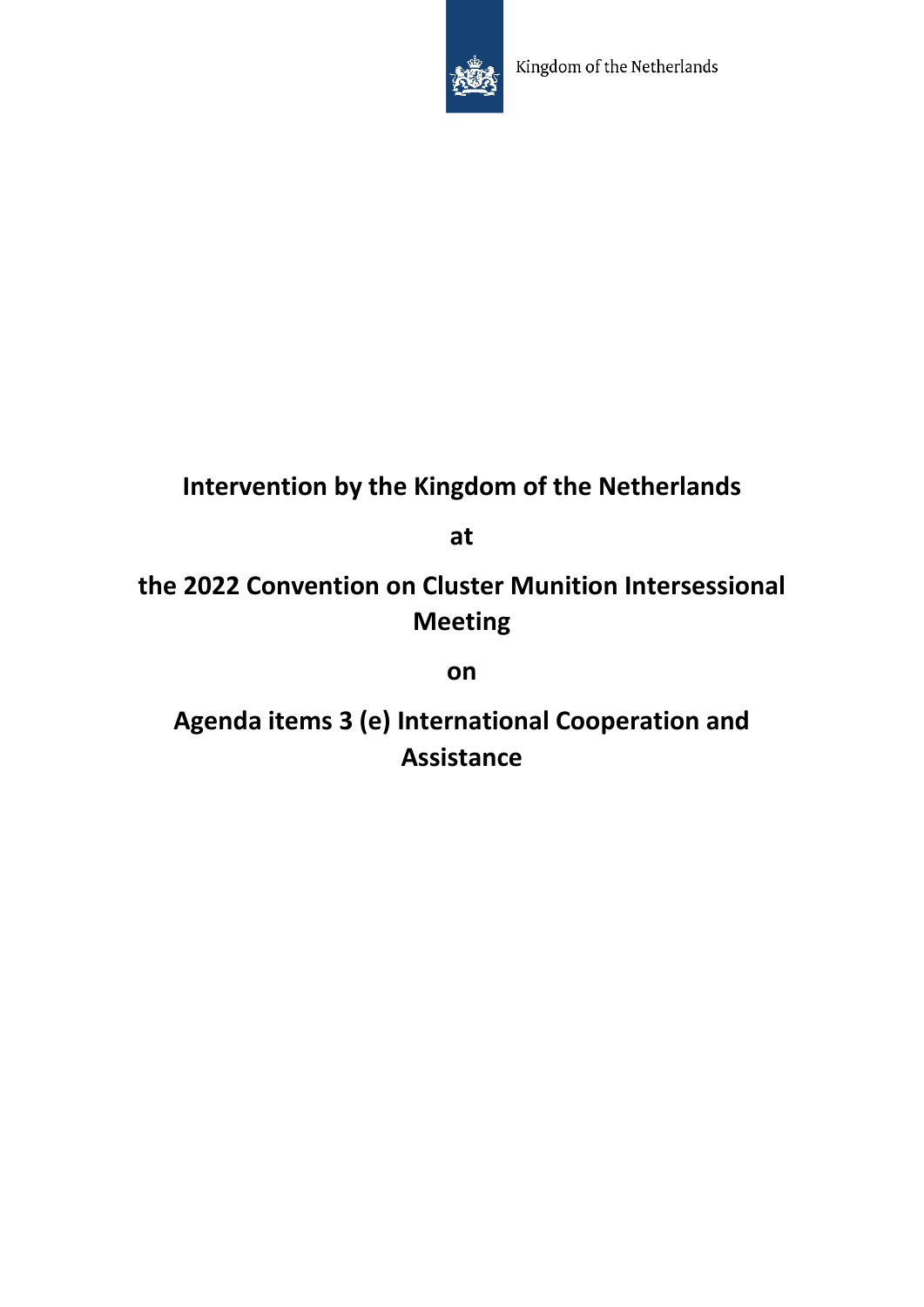Kingdom of the Netherlands

# Intervention by the Kingdom of the Netherlands

# at

# the 2022 Convention on Cluster Munition Intersessional Meeting

# on

# Agenda items 3 (e) International Cooperation and Assistance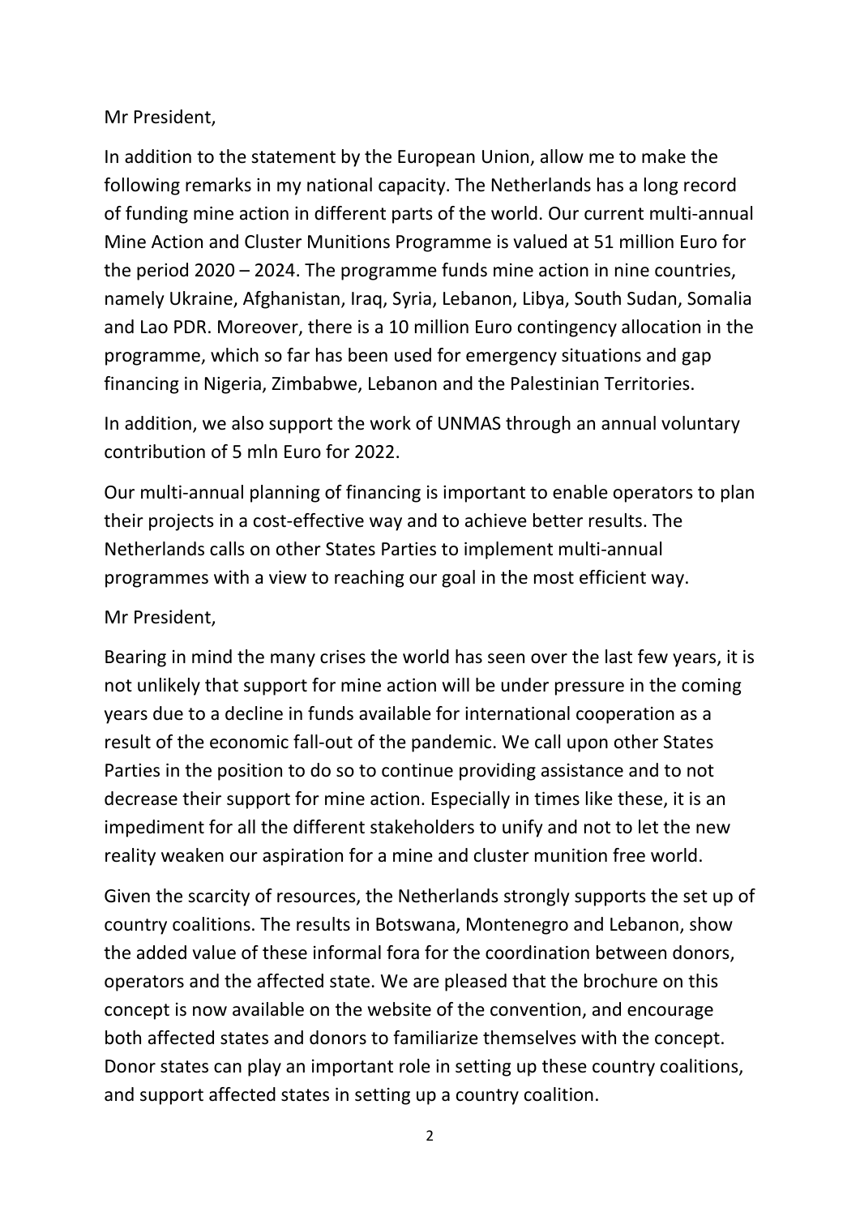Mr President,

In addition to the statement by the European Union, allow me to make the following remarks in my national capacity. The Netherlands has a long record of funding mine action in different parts of the world. Our current multi-annual Mine Action and Cluster Munitions Programme is valued at 51 million Euro for the period 2020 – 2024. The programme funds mine action in nine countries, namely Ukraine, Afghanistan, Iraq, Syria, Lebanon, Libya, South Sudan, Somalia and Lao PDR. Moreover, there is a 10 million Euro contingency allocation in the programme, which so far has been used for emergency situations and gap financing in Nigeria, Zimbabwe, Lebanon and the Palestinian Territories.

In addition, we also support the work of UNMAS through an annual voluntary contribution of 5 mln Euro for 2022.

Our multi-annual planning of financing is important to enable operators to plan their projects in a cost-effective way and to achieve better results. The Netherlands calls on other States Parties to implement multi-annual programmes with a view to reaching our goal in the most efficient way.

Mr President,

Bearing in mind the many crises the world has seen over the last few years, it is not unlikely that support for mine action will be under pressure in the coming years due to a decline in funds available for international cooperation as a result of the economic fall-out of the pandemic. We call upon other States Parties in the position to do so to continue providing assistance and to not decrease their support for mine action. Especially in times like these, it is an impediment for all the different stakeholders to unify and not to let the new reality weaken our aspiration for a mine and cluster munition free world.

Given the scarcity of resources, the Netherlands strongly supports the set up of country coalitions. The results in Botswana, Montenegro and Lebanon, show the added value of these informal fora for the coordination between donors, operators and the affected state. We are pleased that the brochure on this concept is now available on the website of the convention, and encourage both affected states and donors to familiarize themselves with the concept. Donor states can play an important role in setting up these country coalitions, and support affected states in setting up a country coalition.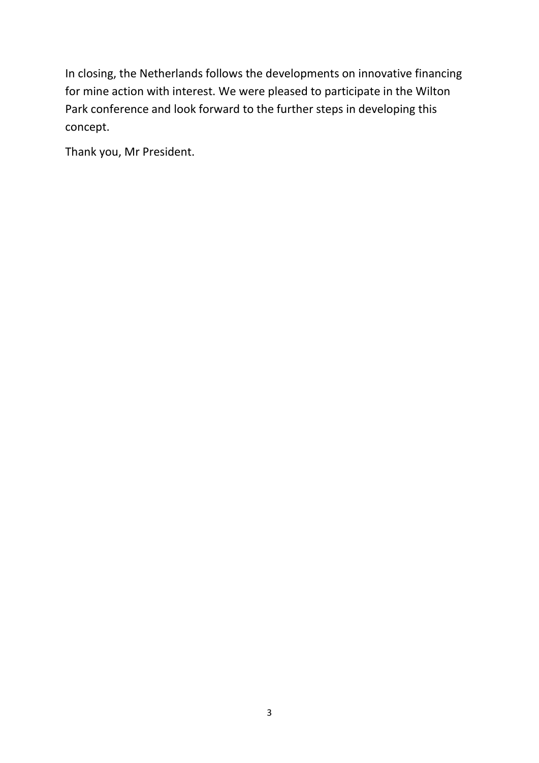In closing, the Netherlands follows the developments on innovative financing for mine action with interest. We were pleased to participate in the Wilton Park conference and look forward to the further steps in developing this concept.

Thank you, Mr President.